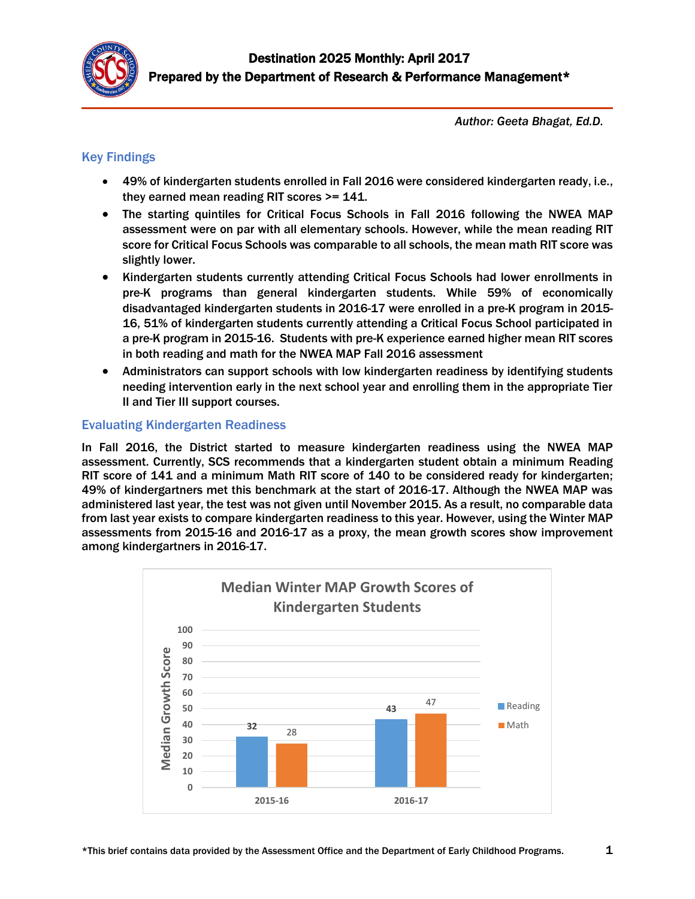# Destination 2025 Monthly: April 2017

**Prepared by the Department of Research & Performance Management***

*Author: Geeta Bhagat, Ed.D.*

## Key Findings

- 49% of kindergarten students enrolled in Fall 2016 were considered kindergarten ready, i.e., they earned mean reading RIT scores >= 141.
- The starting quintiles for Critical Focus Schools in Fall 2016 following the NWEA MAP assessment were on par with all elementary schools. However, while the mean reading RIT score for Critical Focus Schools was comparable to all schools, the mean math RIT score was slightly lower.
- Kindergarten students currently attending Critical Focus Schools had lower enrollments in pre-K programs than general kindergarten students. While 59% of economically disadvantaged kindergarten students in 2016-17 were enrolled in a pre-K program in 2015-16, 51% of kindergarten students currently attending a Critical Focus School participated in a pre-K program in 2015-16. Students with pre-K experience earned higher mean RIT scores in both reading and math for the NWEA MAP Fall 2016 assessment
- Administrators can support schools with low kindergarten readiness by identifying students needing intervention early in the next school year and enrolling them in the appropriate Tier II and Tier III support courses.

## Evaluating Kindergarten Readiness

In Fall 2016, the District started to measure kindergarten readiness using the NWEA MAP assessment. Currently, SCS recommends that a kindergarten student obtain a minimum Reading RIT score of 141 and a minimum Math RIT score of 140 to be considered ready for kindergarten; 49% of kindergartners met this benchmark at the start of 2016-17. Although the NWEA MAP was administered last year, the test was not given until November 2015. As a result, no comparable data from last year exists to compare kindergarten readiness to this year. However, using the Winter MAP assessments from 2015-16 and 2016-17 as a proxy, the mean growth scores show improvement among kindergartners in 2016-17.

**Median Winter MAP Growth Scores of Kindergarten Students**

| Year | Reading | Math |
| --- | --- | --- |
| 2015-16 | 32 | 28 |
| 2016-17 | 43 | 47 |

*This brief contains data provided by the Assessment Office and the Department of Early Childhood Programs.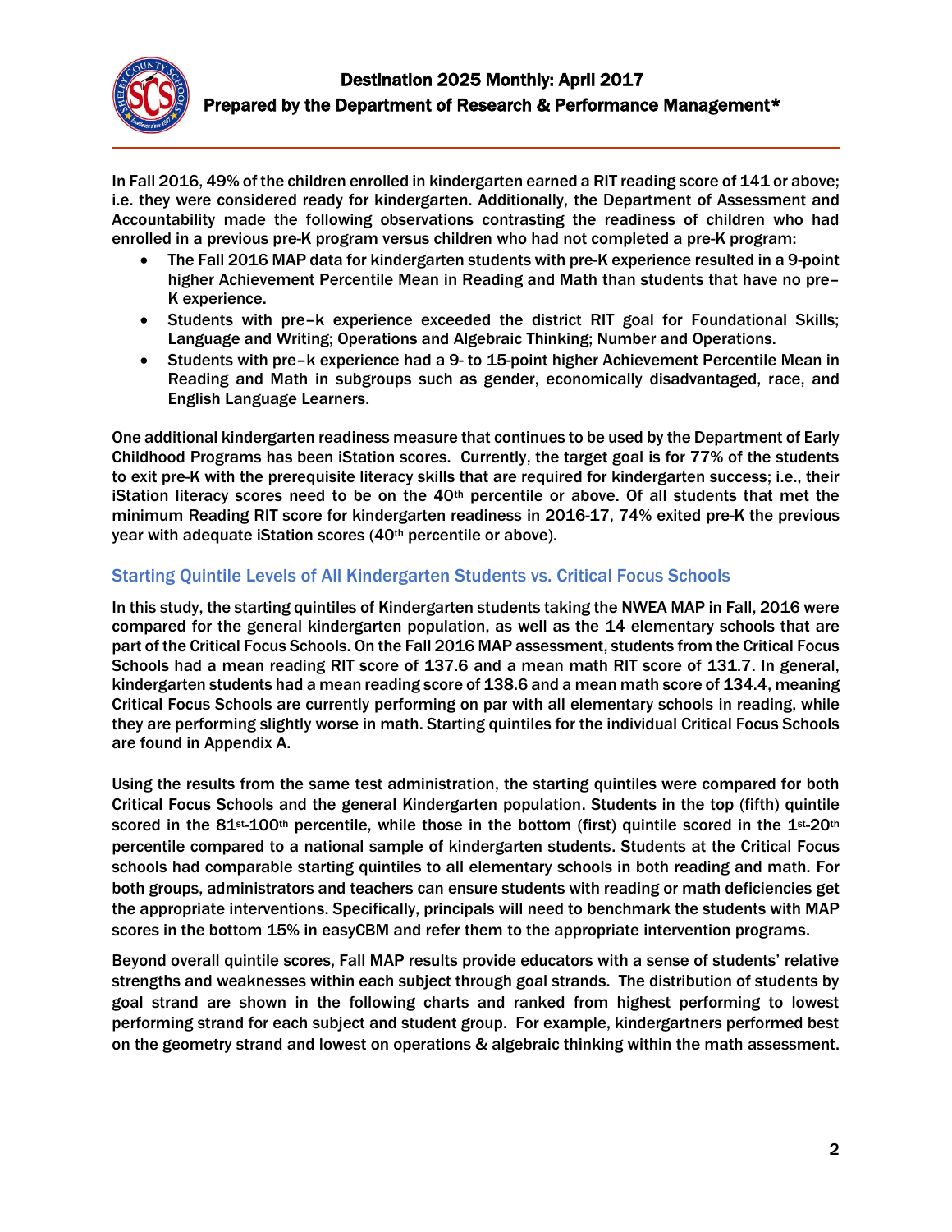In Fall 2016, 49% of the children enrolled in kindergarten earned a RIT reading score of 141 or above; i.e. they were considered ready for kindergarten. Additionally, the Department of Assessment and Accountability made the following observations contrasting the readiness of children who had enrolled in a previous pre-K program versus children who had not completed a pre-K program:

- The Fall 2016 MAP data for kindergarten students with pre-K experience resulted in a 9-point higher Achievement Percentile Mean in Reading and Math than students that have no pre–K experience.
- Students with pre–k experience exceeded the district RIT goal for Foundational Skills; Language and Writing; Operations and Algebraic Thinking; Number and Operations.
- Students with pre–k experience had a 9- to 15-point higher Achievement Percentile Mean in Reading and Math in subgroups such as gender, economically disadvantaged, race, and English Language Learners.

One additional kindergarten readiness measure that continues to be used by the Department of Early Childhood Programs has been iStation scores. Currently, the target goal is for 77% of the students to exit pre-K with the prerequisite literacy skills that are required for kindergarten success; i.e., their iStation literacy scores need to be on the 40th percentile or above. Of all students that met the minimum Reading RIT score for kindergarten readiness in 2016-17, 74% exited pre-K the previous year with adequate iStation scores (40th percentile or above).

## Starting Quintile Levels of All Kindergarten Students vs. Critical Focus Schools

In this study, the starting quintiles of Kindergarten students taking the NWEA MAP in Fall, 2016 were compared for the general kindergarten population, as well as the 14 elementary schools that are part of the Critical Focus Schools. On the Fall 2016 MAP assessment, students from the Critical Focus Schools had a mean reading RIT score of 137.6 and a mean math RIT score of 131.7. In general, kindergarten students had a mean reading score of 138.6 and a mean math score of 134.4, meaning Critical Focus Schools are currently performing on par with all elementary schools in reading, while they are performing slightly worse in math. Starting quintiles for the individual Critical Focus Schools are found in Appendix A.

Using the results from the same test administration, the starting quintiles were compared for both Critical Focus Schools and the general Kindergarten population. Students in the top (fifth) quintile scored in the 81st-100th percentile, while those in the bottom (first) quintile scored in the 1st-20th percentile compared to a national sample of kindergarten students. Students at the Critical Focus schools had comparable starting quintiles to all elementary schools in both reading and math. For both groups, administrators and teachers can ensure students with reading or math deficiencies get the appropriate interventions. Specifically, principals will need to benchmark the students with MAP scores in the bottom 15% in easyCBM and refer them to the appropriate intervention programs.

Beyond overall quintile scores, Fall MAP results provide educators with a sense of students' relative strengths and weaknesses within each subject through goal strands. The distribution of students by goal strand are shown in the following charts and ranked from highest performing to lowest performing strand for each subject and student group. For example, kindergartners performed best on the geometry strand and lowest on operations & algebraic thinking within the math assessment.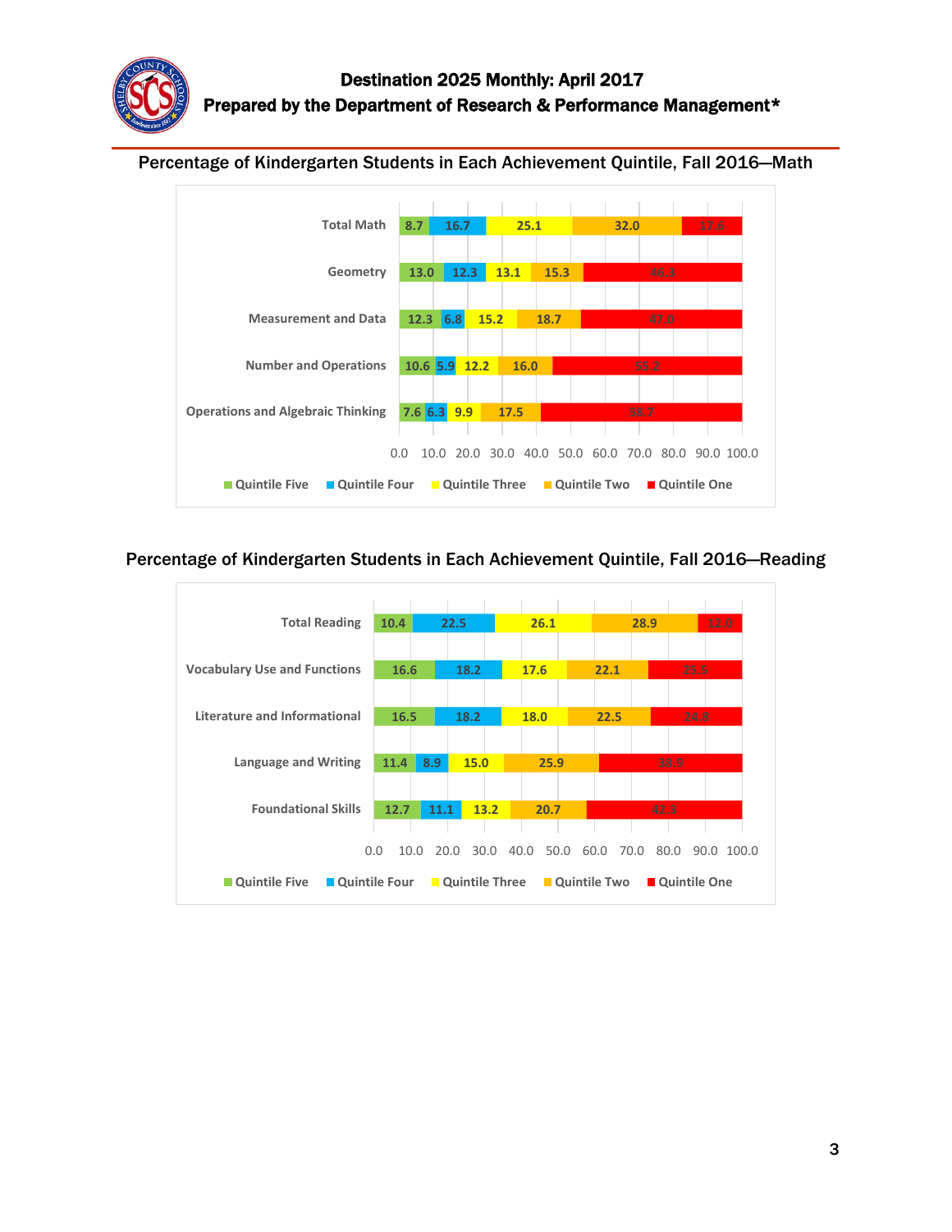# Destination 2025 Monthly: April 2017

## Prepared by the Department of Research & Performance Management*

### Percentage of Kindergarten Students in Each Achievement Quintile, Fall 2016—Math

| | Quintile Five | Quintile Four | Quintile Three | Quintile Two | Quintile One |
|---|---|---|---|---|---|
| Total Math | 8.7 | 16.7 | 25.1 | 32.0 | 17.6 |
| Geometry | 13.0 | 12.3 | 13.1 | 15.3 | 46.3 |
| Measurement and Data | 12.3 | 6.8 | 15.2 | 18.7 | 47.0 |
| Number and Operations | 10.6 | 5.9 | 12.2 | 16.0 | 55.2 |
| Operations and Algebraic Thinking | 7.6 | 6.3 | 9.9 | 17.5 | 58.7 |

### Percentage of Kindergarten Students in Each Achievement Quintile, Fall 2016—Reading

| | Quintile Five | Quintile Four | Quintile Three | Quintile Two | Quintile One |
|---|---|---|---|---|---|
| Total Reading | 10.4 | 22.5 | 26.1 | 28.9 | 12.0 |
| Vocabulary Use and Functions | 16.6 | 18.2 | 17.6 | 22.1 | 25.5 |
| Literature and Informational | 16.5 | 18.2 | 18.0 | 22.5 | 24.8 |
| Language and Writing | 11.4 | 8.9 | 15.0 | 25.9 | 38.9 |
| Foundational Skills | 12.7 | 11.1 | 13.2 | 20.7 | 42.3 |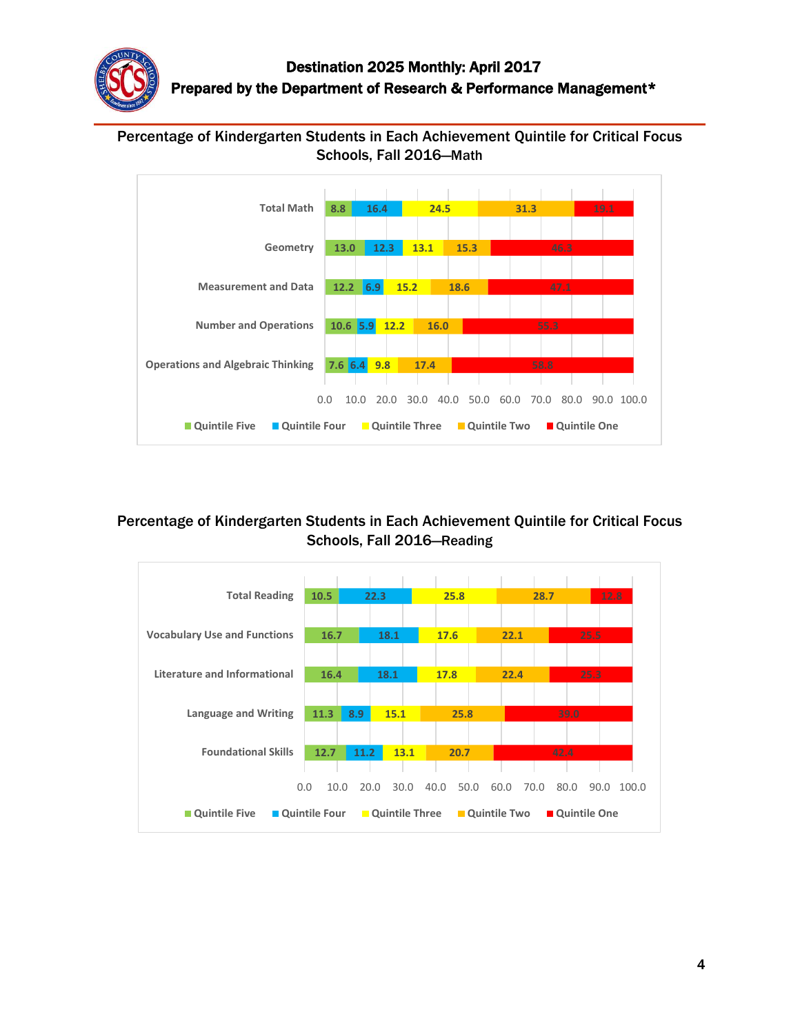# Destination 2025 Monthly: April 2017

## Prepared by the Department of Research & Performance Management*

### Percentage of Kindergarten Students in Each Achievement Quintile for Critical Focus Schools, Fall 2016—Math

| | Quintile Five | Quintile Four | Quintile Three | Quintile Two | Quintile One |
|---|---|---|---|---|---|
| Total Math | 8.8 | 16.4 | 24.5 | 31.3 | 19.1 |
| Geometry | 13.0 | 12.3 | 13.1 | 15.3 | 46.3 |
| Measurement and Data | 12.2 | 6.9 | 15.2 | 18.6 | 47.1 |
| Number and Operations | 10.6 | 5.9 | 12.2 | 16.0 | 55.3 |
| Operations and Algebraic Thinking | 7.6 | 6.4 | 9.8 | 17.4 | 58.8 |

### Percentage of Kindergarten Students in Each Achievement Quintile for Critical Focus Schools, Fall 2016—Reading

| | Quintile Five | Quintile Four | Quintile Three | Quintile Two | Quintile One |
|---|---|---|---|---|---|
| Total Reading | 10.5 | 22.3 | 25.8 | 28.7 | 12.8 |
| Vocabulary Use and Functions | 16.7 | 18.1 | 17.6 | 22.1 | 25.5 |
| Literature and Informational | 16.4 | 18.1 | 17.8 | 22.4 | 25.3 |
| Language and Writing | 11.3 | 8.9 | 15.1 | 25.8 | 39.0 |
| Foundational Skills | 12.7 | 11.2 | 13.1 | 20.7 | 42.4 |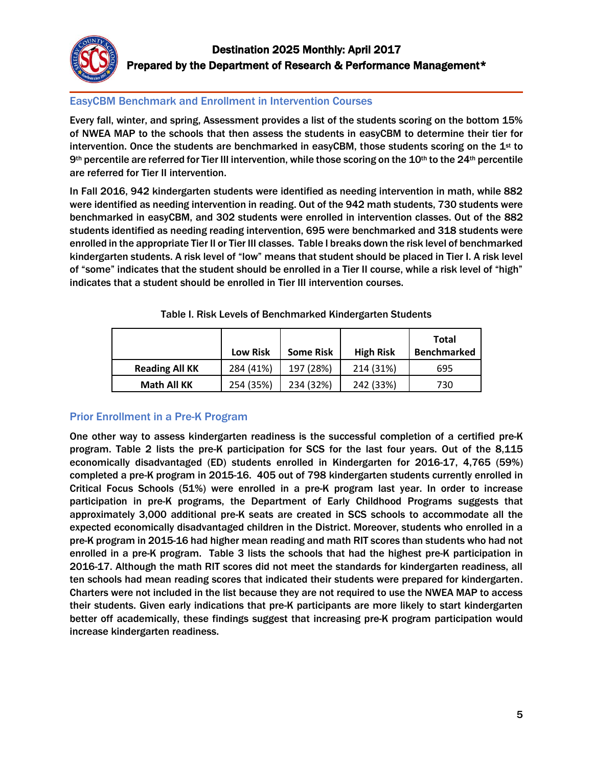## EasyCBM Benchmark and Enrollment in Intervention Courses

Every fall, winter, and spring, Assessment provides a list of the students scoring on the bottom 15% of NWEA MAP to the schools that then assess the students in easyCBM to determine their tier for intervention. Once the students are benchmarked in easyCBM, those students scoring on the 1st to 9th percentile are referred for Tier III intervention, while those scoring on the 10th to the 24th percentile are referred for Tier II intervention.

In Fall 2016, 942 kindergarten students were identified as needing intervention in math, while 882 were identified as needing intervention in reading. Out of the 942 math students, 730 students were benchmarked in easyCBM, and 302 students were enrolled in intervention classes. Out of the 882 students identified as needing reading intervention, 695 were benchmarked and 318 students were enrolled in the appropriate Tier II or Tier III classes. Table I breaks down the risk level of benchmarked kindergarten students. A risk level of "low" means that student should be placed in Tier I. A risk level of "some" indicates that the student should be enrolled in a Tier II course, while a risk level of "high" indicates that a student should be enrolled in Tier III intervention courses.

Table I. Risk Levels of Benchmarked Kindergarten Students

| | Low Risk | Some Risk | High Risk | Total Benchmarked |
|---|---|---|---|---|
| **Reading All KK** | 284 (41%) | 197 (28%) | 214 (31%) | 695 |
| **Math All KK** | 254 (35%) | 234 (32%) | 242 (33%) | 730 |

## Prior Enrollment in a Pre-K Program

One other way to assess kindergarten readiness is the successful completion of a certified pre-K program. Table 2 lists the pre-K participation for SCS for the last four years. Out of the 8,115 economically disadvantaged (ED) students enrolled in Kindergarten for 2016-17, 4,765 (59%) completed a pre-K program in 2015-16. 405 out of 798 kindergarten students currently enrolled in Critical Focus Schools (51%) were enrolled in a pre-K program last year. In order to increase participation in pre-K programs, the Department of Early Childhood Programs suggests that approximately 3,000 additional pre-K seats are created in SCS schools to accommodate all the expected economically disadvantaged children in the District. Moreover, students who enrolled in a pre-K program in 2015-16 had higher mean reading and math RIT scores than students who had not enrolled in a pre-K program. Table 3 lists the schools that had the highest pre-K participation in 2016-17. Although the math RIT scores did not meet the standards for kindergarten readiness, all ten schools had mean reading scores that indicated their students were prepared for kindergarten. Charters were not included in the list because they are not required to use the NWEA MAP to access their students. Given early indications that pre-K participants are more likely to start kindergarten better off academically, these findings suggest that increasing pre-K program participation would increase kindergarten readiness.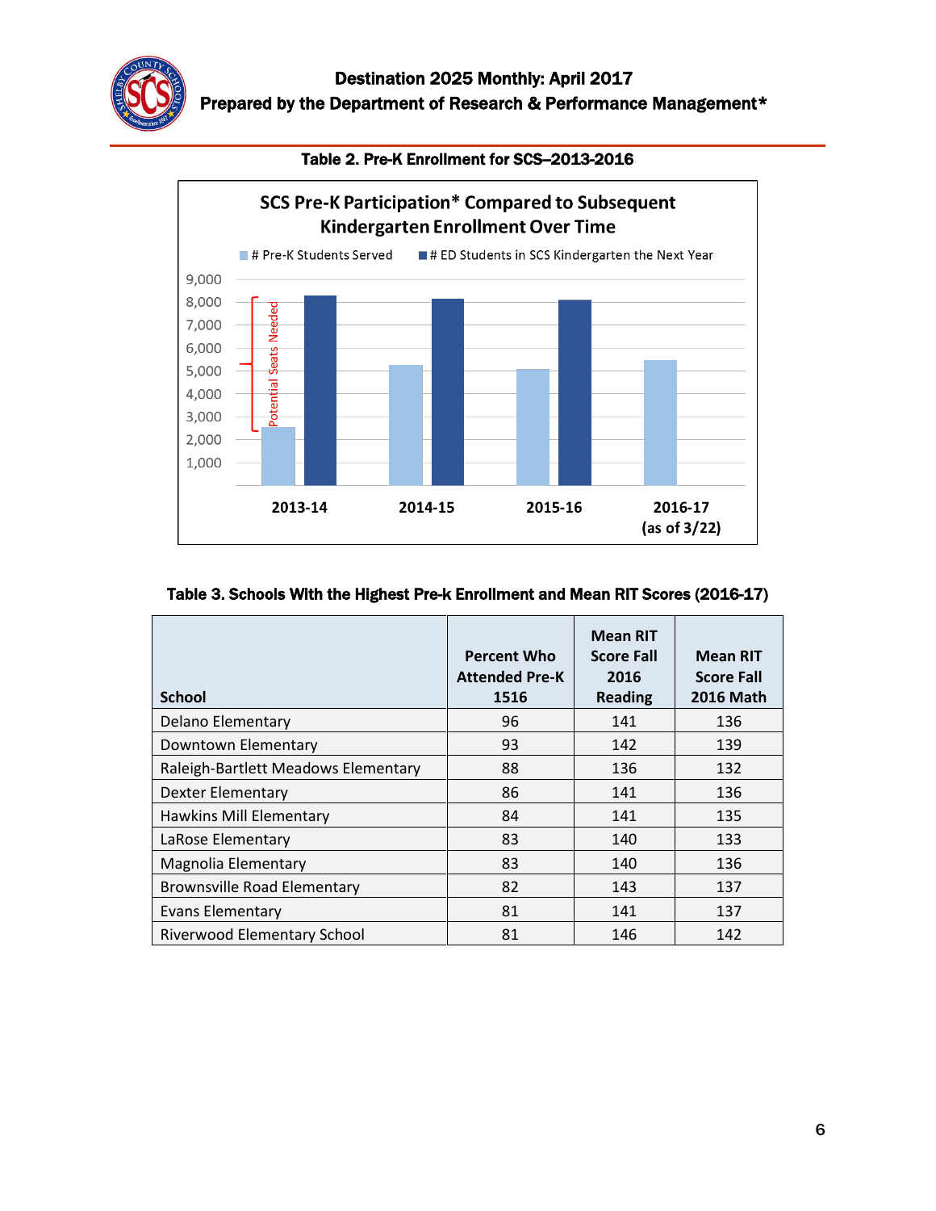**Table 2. Pre-K Enrollment for SCS–2013-2016**

SCS Pre-K Participation* Compared to Subsequent Kindergarten Enrollment Over Time

■ # Pre-K Students Served ■ # ED Students in SCS Kindergarten the Next Year

Potential Seats Needed

2013-14 | 2014-15 | 2015-16 | 2016-17 (as of 3/22)

**Table 3. Schools With the Highest Pre-k Enrollment and Mean RIT Scores (2016-17)**

| School | Percent Who Attended Pre-K 1516 | Mean RIT Score Fall 2016 Reading | Mean RIT Score Fall 2016 Math |
|---|---|---|---|
| Delano Elementary | 96 | 141 | 136 |
| Downtown Elementary | 93 | 142 | 139 |
| Raleigh-Bartlett Meadows Elementary | 88 | 136 | 132 |
| Dexter Elementary | 86 | 141 | 136 |
| Hawkins Mill Elementary | 84 | 141 | 135 |
| LaRose Elementary | 83 | 140 | 133 |
| Magnolia Elementary | 83 | 140 | 136 |
| Brownsville Road Elementary | 82 | 143 | 137 |
| Evans Elementary | 81 | 141 | 137 |
| Riverwood Elementary School | 81 | 146 | 142 |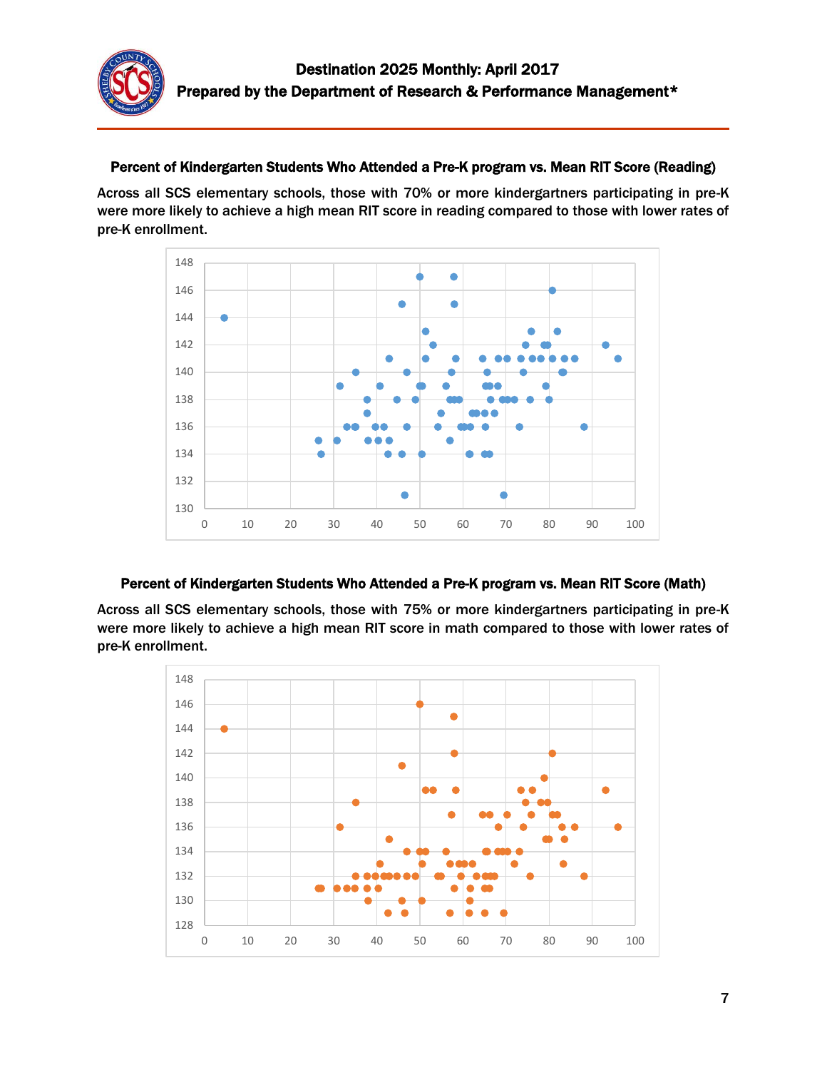### Percent of Kindergarten Students Who Attended a Pre-K program vs. Mean RIT Score (Reading)

Across all SCS elementary schools, those with 70% or more kindergartners participating in pre-K were more likely to achieve a high mean RIT score in reading compared to those with lower rates of pre-K enrollment.

### Percent of Kindergarten Students Who Attended a Pre-K program vs. Mean RIT Score (Math)

Across all SCS elementary schools, those with 75% or more kindergartners participating in pre-K were more likely to achieve a high mean RIT score in math compared to those with lower rates of pre-K enrollment.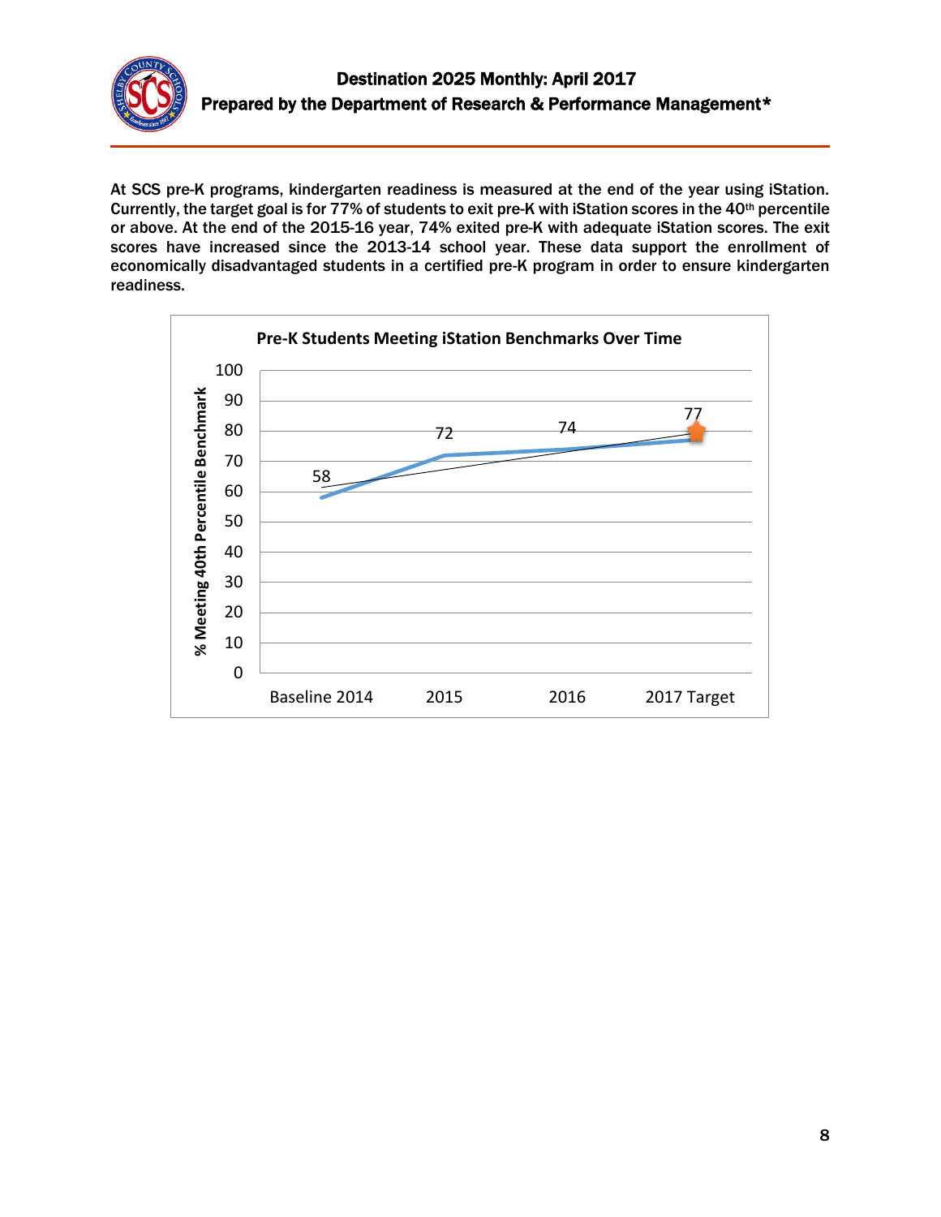At SCS pre-K programs, kindergarten readiness is measured at the end of the year using iStation. Currently, the target goal is for 77% of students to exit pre-K with iStation scores in the 40th percentile or above. At the end of the 2015-16 year, 74% exited pre-K with adequate iStation scores. The exit scores have increased since the 2013-14 school year. These data support the enrollment of economically disadvantaged students in a certified pre-K program in order to ensure kindergarten readiness.

**Pre-K Students Meeting iStation Benchmarks Over Time**

| | % Meeting 40th Percentile Benchmark |
|---|---|
| Baseline 2014 | 58 |
| 2015 | 72 |
| 2016 | 74 |
| 2017 Target | 77 |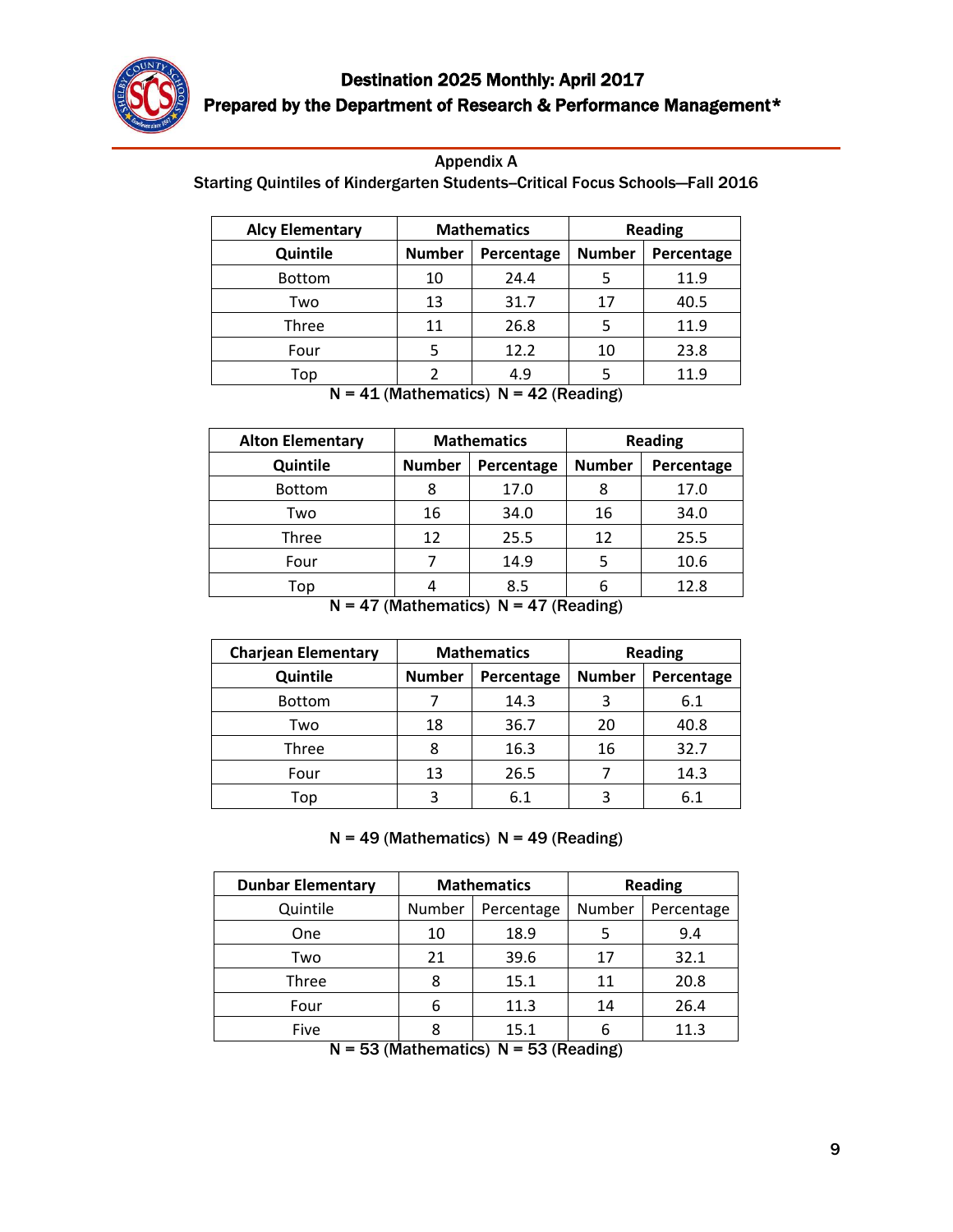## Appendix A

### Starting Quintiles of Kindergarten Students–Critical Focus Schools—Fall 2016

| Alcy Elementary | Mathematics | | Reading | |
|---|---|---|---|---|
| Quintile | Number | Percentage | Number | Percentage |
| Bottom | 10 | 24.4 | 5 | 11.9 |
| Two | 13 | 31.7 | 17 | 40.5 |
| Three | 11 | 26.8 | 5 | 11.9 |
| Four | 5 | 12.2 | 10 | 23.8 |
| Top | 2 | 4.9 | 5 | 11.9 |

N = 41 (Mathematics) N = 42 (Reading)

| Alton Elementary | Mathematics | | Reading | |
|---|---|---|---|---|
| Quintile | Number | Percentage | Number | Percentage |
| Bottom | 8 | 17.0 | 8 | 17.0 |
| Two | 16 | 34.0 | 16 | 34.0 |
| Three | 12 | 25.5 | 12 | 25.5 |
| Four | 7 | 14.9 | 5 | 10.6 |
| Top | 4 | 8.5 | 6 | 12.8 |

N = 47 (Mathematics) N = 47 (Reading)

| Charjean Elementary | Mathematics | | Reading | |
|---|---|---|---|---|
| Quintile | Number | Percentage | Number | Percentage |
| Bottom | 7 | 14.3 | 3 | 6.1 |
| Two | 18 | 36.7 | 20 | 40.8 |
| Three | 8 | 16.3 | 16 | 32.7 |
| Four | 13 | 26.5 | 7 | 14.3 |
| Top | 3 | 6.1 | 3 | 6.1 |

N = 49 (Mathematics) N = 49 (Reading)

| Dunbar Elementary | Mathematics | | Reading | |
|---|---|---|---|---|
| Quintile | Number | Percentage | Number | Percentage |
| One | 10 | 18.9 | 5 | 9.4 |
| Two | 21 | 39.6 | 17 | 32.1 |
| Three | 8 | 15.1 | 11 | 20.8 |
| Four | 6 | 11.3 | 14 | 26.4 |
| Five | 8 | 15.1 | 6 | 11.3 |

N = 53 (Mathematics) N = 53 (Reading)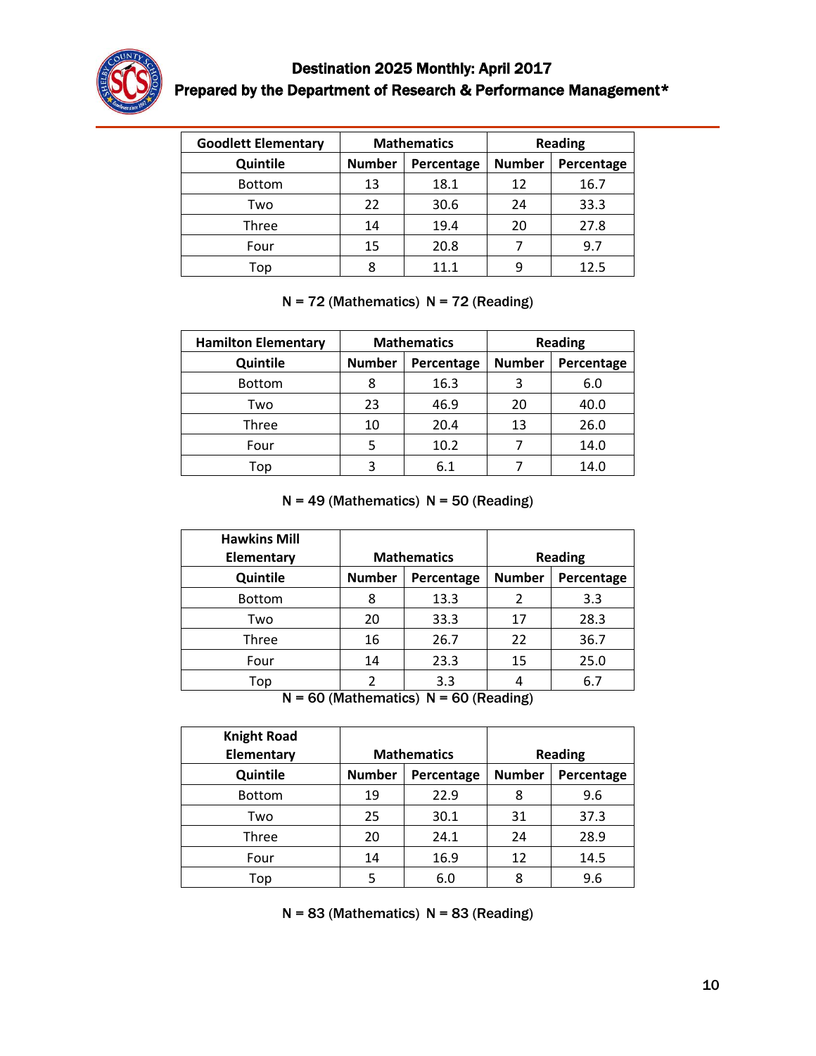| Goodlett Elementary | Mathematics | | Reading | |
|---|---|---|---|---|
| **Quintile** | **Number** | **Percentage** | **Number** | **Percentage** |
| Bottom | 13 | 18.1 | 12 | 16.7 |
| Two | 22 | 30.6 | 24 | 33.3 |
| Three | 14 | 19.4 | 20 | 27.8 |
| Four | 15 | 20.8 | 7 | 9.7 |
| Top | 8 | 11.1 | 9 | 12.5 |

N = 72 (Mathematics) N = 72 (Reading)

| Hamilton Elementary | Mathematics | | Reading | |
|---|---|---|---|---|
| **Quintile** | **Number** | **Percentage** | **Number** | **Percentage** |
| Bottom | 8 | 16.3 | 3 | 6.0 |
| Two | 23 | 46.9 | 20 | 40.0 |
| Three | 10 | 20.4 | 13 | 26.0 |
| Four | 5 | 10.2 | 7 | 14.0 |
| Top | 3 | 6.1 | 7 | 14.0 |

N = 49 (Mathematics) N = 50 (Reading)

| Hawkins Mill Elementary | Mathematics | | Reading | |
|---|---|---|---|---|
| **Quintile** | **Number** | **Percentage** | **Number** | **Percentage** |
| Bottom | 8 | 13.3 | 2 | 3.3 |
| Two | 20 | 33.3 | 17 | 28.3 |
| Three | 16 | 26.7 | 22 | 36.7 |
| Four | 14 | 23.3 | 15 | 25.0 |
| Top | 2 | 3.3 | 4 | 6.7 |

N = 60 (Mathematics) N = 60 (Reading)

| Knight Road Elementary | Mathematics | | Reading | |
|---|---|---|---|---|
| **Quintile** | **Number** | **Percentage** | **Number** | **Percentage** |
| Bottom | 19 | 22.9 | 8 | 9.6 |
| Two | 25 | 30.1 | 31 | 37.3 |
| Three | 20 | 24.1 | 24 | 28.9 |
| Four | 14 | 16.9 | 12 | 14.5 |
| Top | 5 | 6.0 | 8 | 9.6 |

N = 83 (Mathematics) N = 83 (Reading)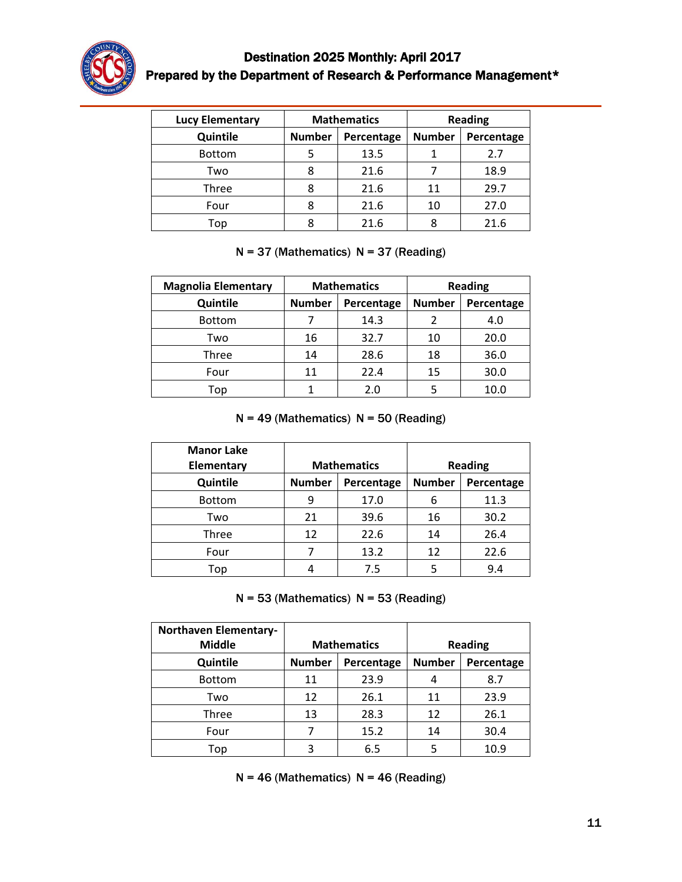| Lucy Elementary | Mathematics | | Reading | |
|---|---|---|---|---|
| Quintile | Number | Percentage | Number | Percentage |
| Bottom | 5 | 13.5 | 1 | 2.7 |
| Two | 8 | 21.6 | 7 | 18.9 |
| Three | 8 | 21.6 | 11 | 29.7 |
| Four | 8 | 21.6 | 10 | 27.0 |
| Top | 8 | 21.6 | 8 | 21.6 |

N = 37 (Mathematics) N = 37 (Reading)

| Magnolia Elementary | Mathematics | | Reading | |
|---|---|---|---|---|
| Quintile | Number | Percentage | Number | Percentage |
| Bottom | 7 | 14.3 | 2 | 4.0 |
| Two | 16 | 32.7 | 10 | 20.0 |
| Three | 14 | 28.6 | 18 | 36.0 |
| Four | 11 | 22.4 | 15 | 30.0 |
| Top | 1 | 2.0 | 5 | 10.0 |

N = 49 (Mathematics) N = 50 (Reading)

| Manor Lake Elementary | Mathematics | | Reading | |
|---|---|---|---|---|
| Quintile | Number | Percentage | Number | Percentage |
| Bottom | 9 | 17.0 | 6 | 11.3 |
| Two | 21 | 39.6 | 16 | 30.2 |
| Three | 12 | 22.6 | 14 | 26.4 |
| Four | 7 | 13.2 | 12 | 22.6 |
| Top | 4 | 7.5 | 5 | 9.4 |

N = 53 (Mathematics) N = 53 (Reading)

| Northaven Elementary-Middle | Mathematics | | Reading | |
|---|---|---|---|---|
| Quintile | Number | Percentage | Number | Percentage |
| Bottom | 11 | 23.9 | 4 | 8.7 |
| Two | 12 | 26.1 | 11 | 23.9 |
| Three | 13 | 28.3 | 12 | 26.1 |
| Four | 7 | 15.2 | 14 | 30.4 |
| Top | 3 | 6.5 | 5 | 10.9 |

N = 46 (Mathematics) N = 46 (Reading)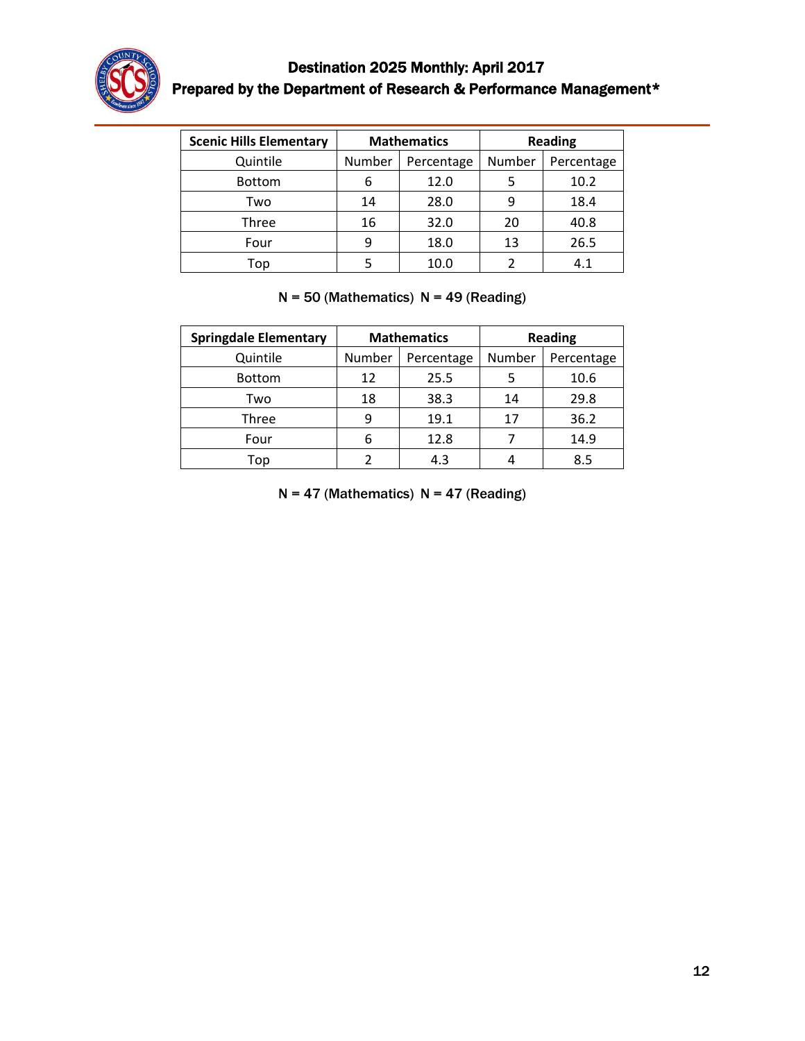| Scenic Hills Elementary | Mathematics | | Reading | |
|---|---|---|---|---|
| Quintile | Number | Percentage | Number | Percentage |
| Bottom | 6 | 12.0 | 5 | 10.2 |
| Two | 14 | 28.0 | 9 | 18.4 |
| Three | 16 | 32.0 | 20 | 40.8 |
| Four | 9 | 18.0 | 13 | 26.5 |
| Top | 5 | 10.0 | 2 | 4.1 |

N = 50 (Mathematics) N = 49 (Reading)

| Springdale Elementary | Mathematics | | Reading | |
|---|---|---|---|---|
| Quintile | Number | Percentage | Number | Percentage |
| Bottom | 12 | 25.5 | 5 | 10.6 |
| Two | 18 | 38.3 | 14 | 29.8 |
| Three | 9 | 19.1 | 17 | 36.2 |
| Four | 6 | 12.8 | 7 | 14.9 |
| Top | 2 | 4.3 | 4 | 8.5 |

N = 47 (Mathematics) N = 47 (Reading)